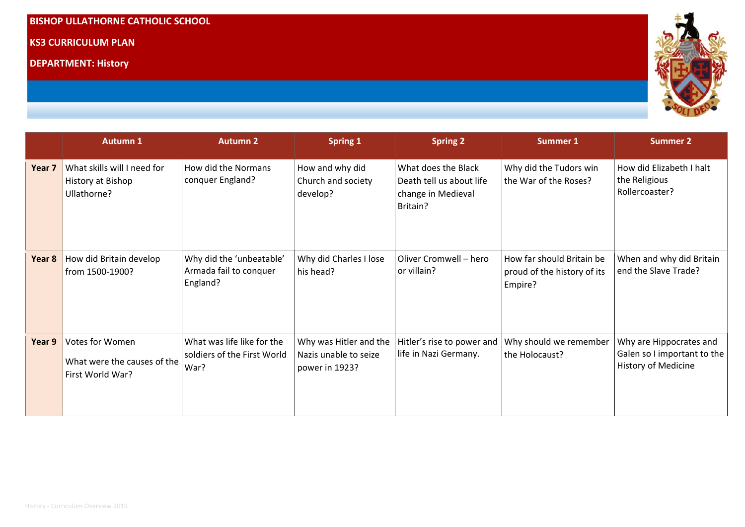**BISHOP ULLATHORNE CATHOLIC SCHOOL**

**KS3 CURRICULUM PLAN**

**DEPARTMENT: History**

| | Autumn 1 | Autumn 2 | Spring 1 | Spring 2 | Summer 1 | Summer 2 |
|---|---|---|---|---|---|---|
| **Year 7** | What skills will I need for History at Bishop Ullathorne? | How did the Normans conquer England? | How and why did Church and society develop? | What does the Black Death tell us about life change in Medieval Britain? | Why did the Tudors win the War of the Roses? | How did Elizabeth I halt the Religious Rollercoaster? |
| **Year 8** | How did Britain develop from 1500-1900? | Why did the 'unbeatable' Armada fail to conquer England? | Why did Charles I lose his head? | Oliver Cromwell – hero or villain? | How far should Britain be proud of the history of its Empire? | When and why did Britain end the Slave Trade? |
| **Year 9** | Votes for Women<br><br>What were the causes of the First World War? | What was life like for the soldiers of the First World War? | Why was Hitler and the Nazis unable to seize power in 1923? | Hitler's rise to power and life in Nazi Germany. | Why should we remember the Holocaust? | Why are Hippocrates and Galen so I important to the History of Medicine |

History - Curriculum Overview 2019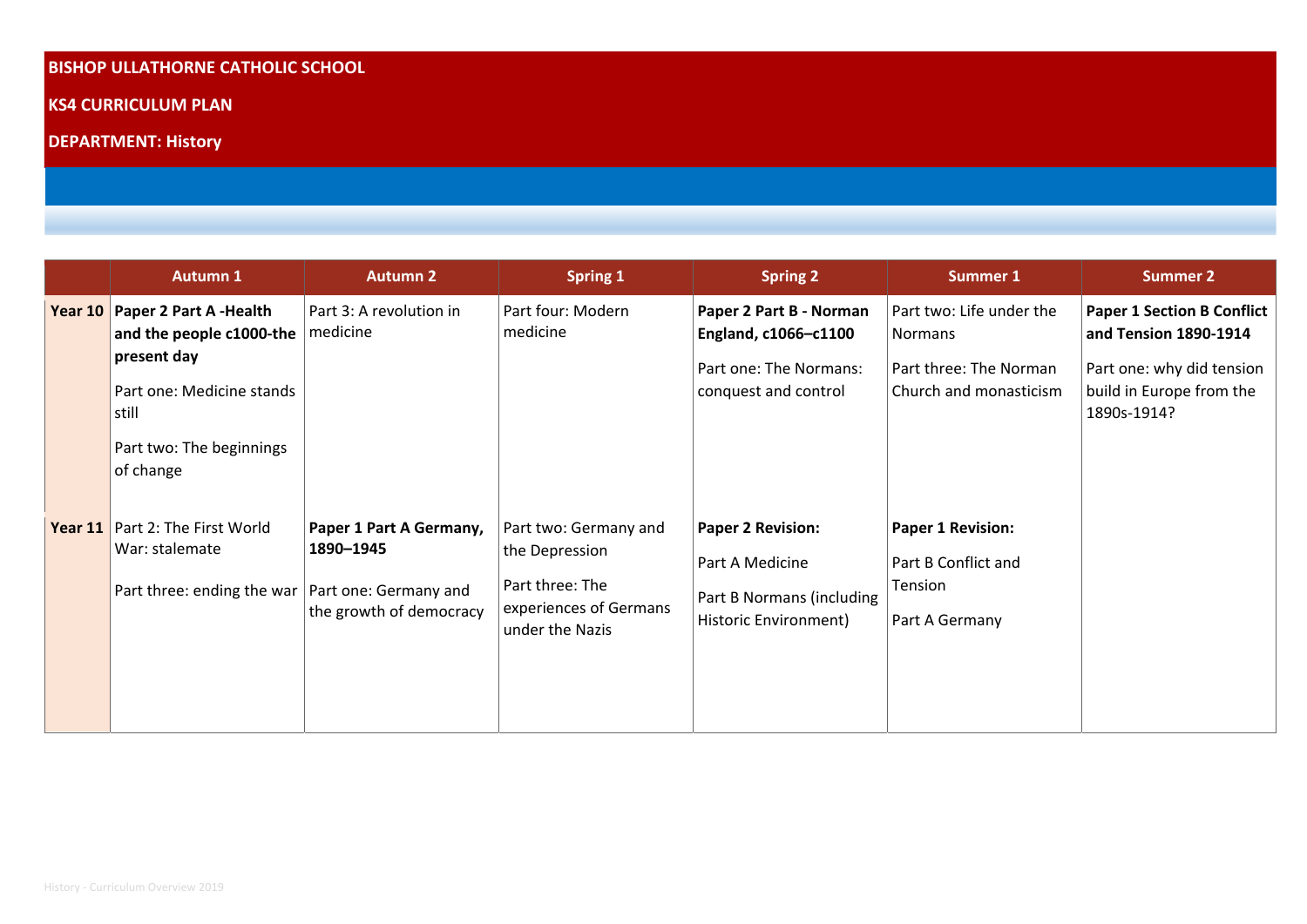**BISHOP ULLATHORNE CATHOLIC SCHOOL**

**KS4 CURRICULUM PLAN**

**DEPARTMENT: History**

| | Autumn 1 | Autumn 2 | Spring 1 | Spring 2 | Summer 1 | Summer 2 |
|---|---|---|---|---|---|---|
| **Year 10** | **Paper 2 Part A -Health and the people c1000-the present day**<br><br>Part one: Medicine stands still<br><br>Part two: The beginnings of change | Part 3: A revolution in medicine | Part four: Modern medicine | **Paper 2 Part B - Norman England, c1066–c1100**<br><br>Part one: The Normans: conquest and control | Part two: Life under the Normans<br><br>Part three: The Norman Church and monasticism | **Paper 1 Section B Conflict and Tension 1890-1914**<br><br>Part one: why did tension build in Europe from the 1890s-1914? |
| **Year 11** | Part 2: The First World War: stalemate<br><br>Part three: ending the war | **Paper 1 Part A Germany, 1890–1945**<br><br>Part one: Germany and the growth of democracy | Part two: Germany and the Depression<br><br>Part three: The experiences of Germans under the Nazis | **Paper 2 Revision:**<br><br>Part A Medicine<br><br>Part B Normans (including Historic Environment) | **Paper 1 Revision:**<br><br>Part B Conflict and Tension<br><br>Part A Germany | |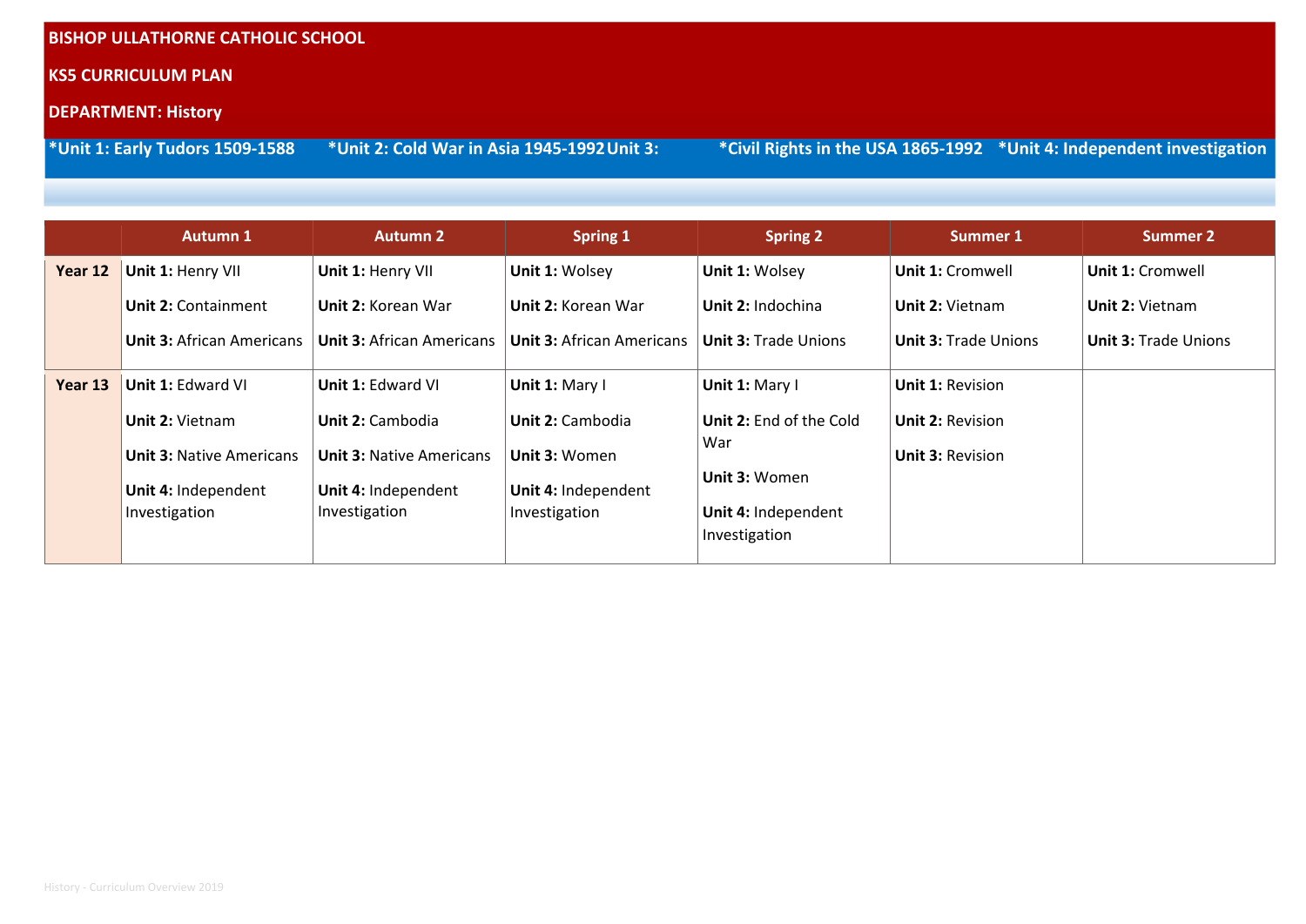**BISHOP ULLATHORNE CATHOLIC SCHOOL**

**KS5 CURRICULUM PLAN**

**DEPARTMENT: History**

**\*Unit 1: Early Tudors 1509-1588 \*Unit 2: Cold War in Asia 1945-1992 Unit 3: \*Civil Rights in the USA 1865-1992 \*Unit 4: Independent investigation**

| | Autumn 1 | Autumn 2 | Spring 1 | Spring 2 | Summer 1 | Summer 2 |
|---|---|---|---|---|---|---|
| **Year 12** | **Unit 1:** Henry VII<br>**Unit 2:** Containment<br>**Unit 3:** African Americans | **Unit 1:** Henry VII<br>**Unit 2:** Korean War<br>**Unit 3:** African Americans | **Unit 1:** Wolsey<br>**Unit 2:** Korean War<br>**Unit 3:** African Americans | **Unit 1:** Wolsey<br>**Unit 2:** Indochina<br>**Unit 3:** Trade Unions | **Unit 1:** Cromwell<br>**Unit 2:** Vietnam<br>**Unit 3:** Trade Unions | **Unit 1:** Cromwell<br>**Unit 2:** Vietnam<br>**Unit 3:** Trade Unions |
| **Year 13** | **Unit 1:** Edward VI<br>**Unit 2:** Vietnam<br>**Unit 3:** Native Americans<br>**Unit 4:** Independent Investigation | **Unit 1:** Edward VI<br>**Unit 2:** Cambodia<br>**Unit 3:** Native Americans<br>**Unit 4:** Independent Investigation | **Unit 1:** Mary I<br>**Unit 2:** Cambodia<br>**Unit 3:** Women<br>**Unit 4:** Independent Investigation | **Unit 1:** Mary I<br>**Unit 2:** End of the Cold War<br>**Unit 3:** Women<br>**Unit 4:** Independent Investigation | **Unit 1:** Revision<br>**Unit 2:** Revision<br>**Unit 3:** Revision | |